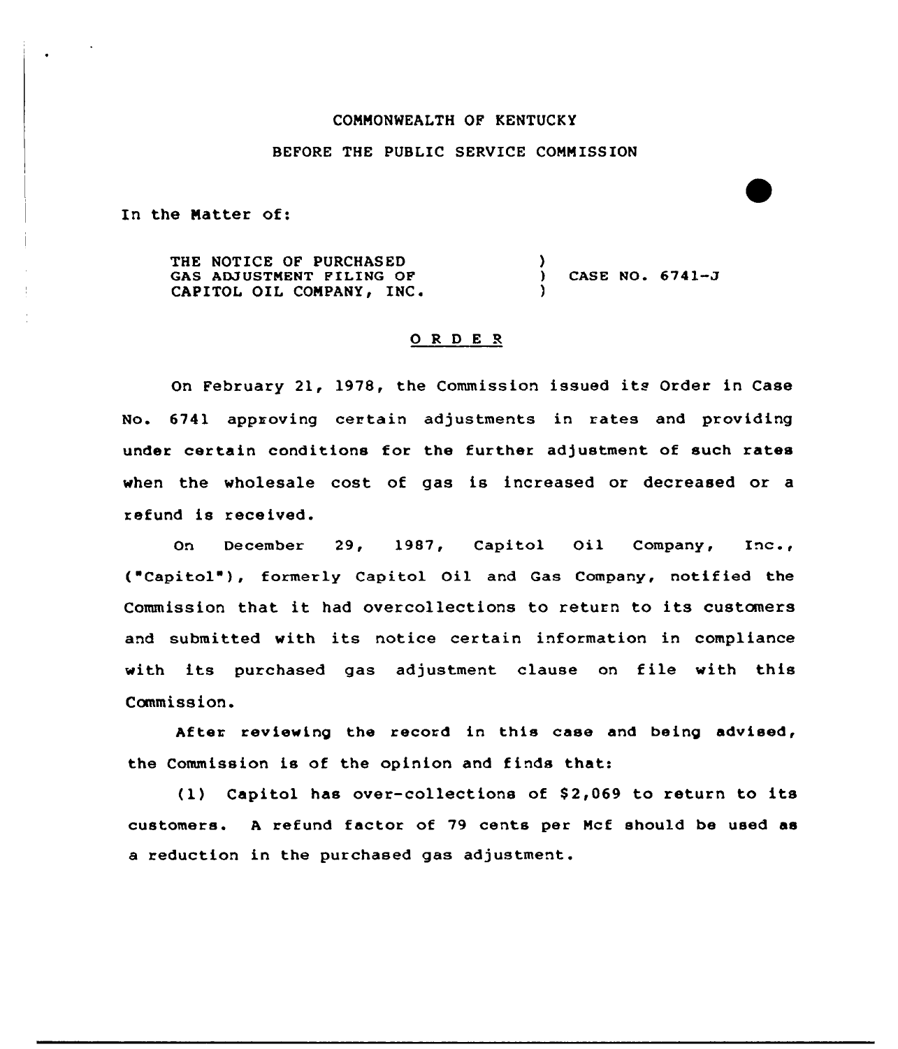COMMONWEALTH OF KENTUCKY

BEFORE THE PUBLIC SERVICE COMMISSION

In the Matter of:

THE NOTICE OF PURCHASED GAS ADJUSTMENT FILING OF CAPITOL OIL COMPANY, INC. ) CASE NO. 6741-J

## ORDER

On February 21, 1978, the Commission issued its Order in Case No. 6741 approving certain adjustments in rates and providing under certain conditions for the further adjustment of such rates when the wholesale cost of gas is increased or decreased or a refund is received.

On December 29, 1987, Capitol Oil Company, Inc., ("Capitol"), formerly Capitol Oil and Gas Company, notified the Commission that it had overcollections to return to its customers and submitted with its notice certain information in compliance with its purchased gas adjustment clause on file with this Commission.

After reviewing the record in this case and being advised, the Commission is of the opinion and finds that:

(1) Capitol has over-collections of $2,069 to return to its customers. A refund factor of 79 cents per Mcf should be used as a reduction in the purchased gas adjustment.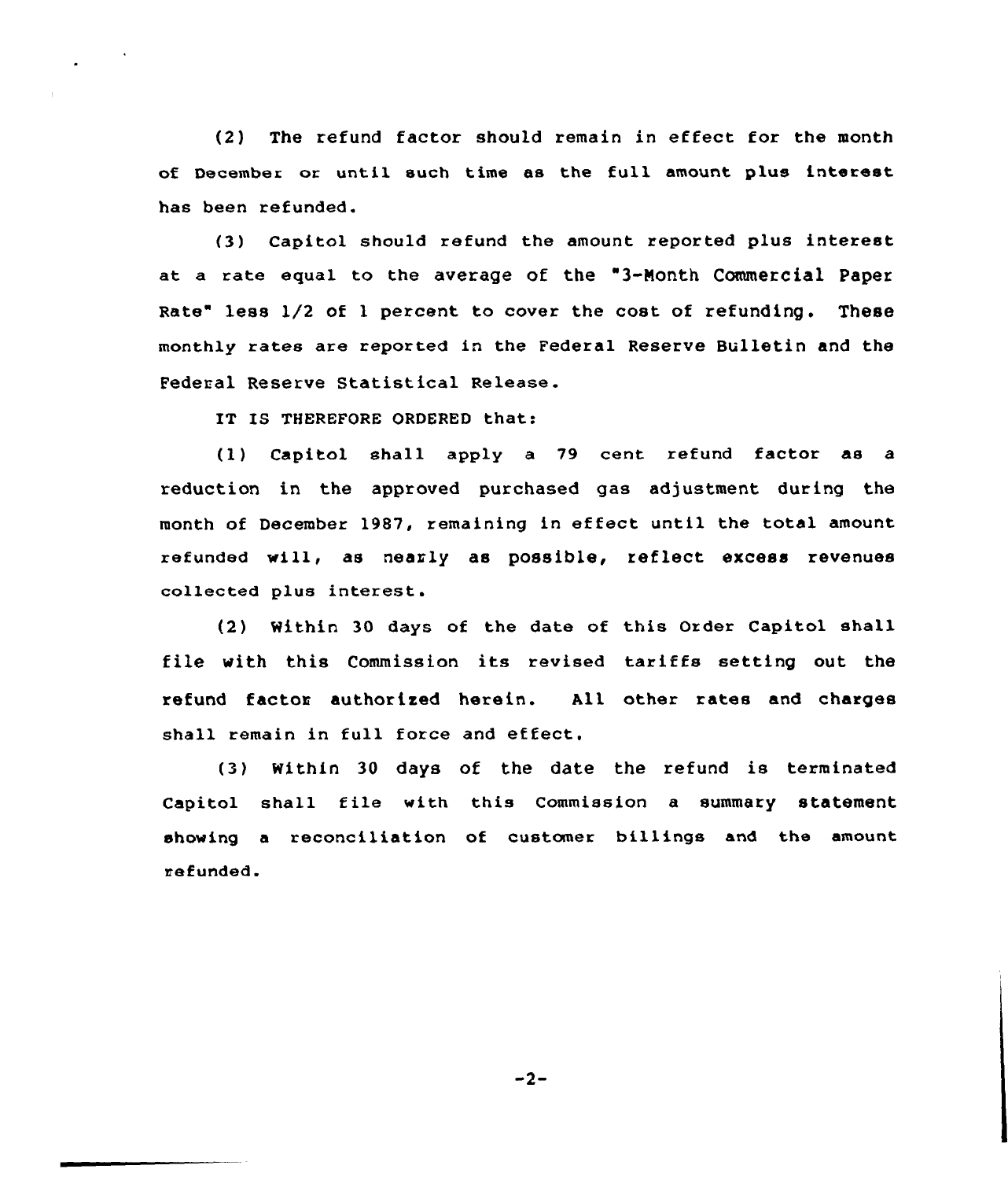(2) The refund factor should remain in effect for the month of December or until such time as the full amount plus interest has been refunded.

(3) Capitol should refund the amount reported plus interest at a rate equal to the average of the "3-Month Commercial Paper Rate" less 1/2 of 1 percent to cover the cost of refunding. These monthly rates are reported in the Federal Reserve Bulletin and the Federal Reserve Statistical Release.

IT IS THEREFORE ORDERED that:

(1) Capitol shall apply a 79 cent refund factor as a reduction in the approved purchased gas adjustment during the month of December 1987, remaining in effect until the total amount refunded will, as nearly as possible, reflect excess revenues collected plus interest.

(2) Within 30 days of the date of this Order Capitol shall file with this Commission its revised tariffs setting out the refund factor authorized herein. All other rates and charges shall remain in full force and effect.

(3) Within 30 days of the date the refund is terminated Capitol shall file with this Commission a summary statement showing a reconciliation of customer billings and the amount refunded.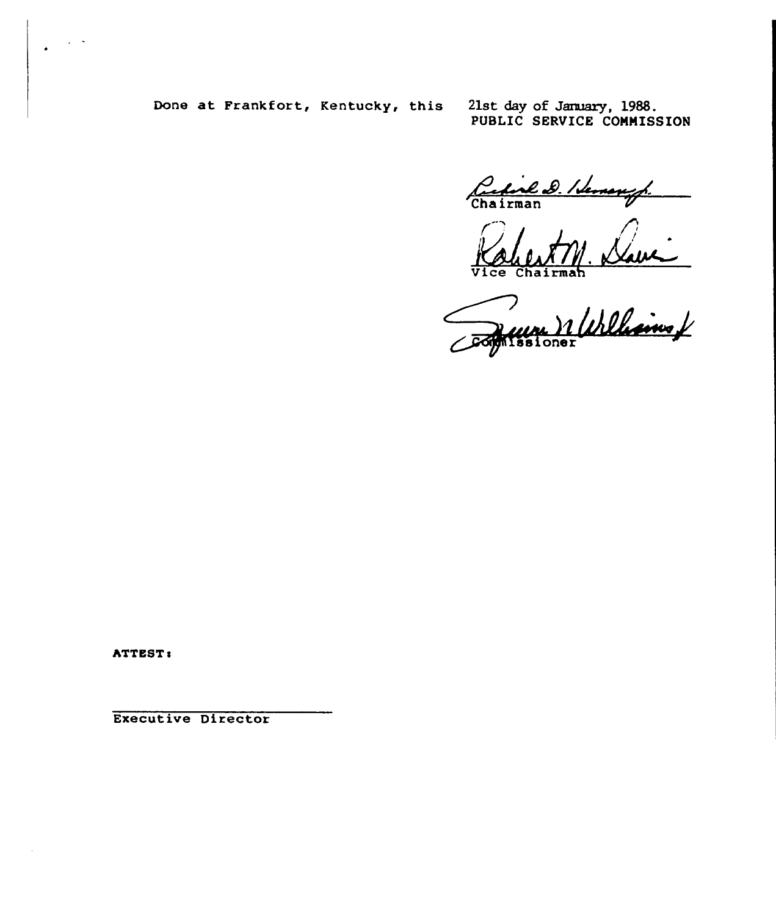Done at Frankfort, Kentucky, this 21st day of January, 1988.

PUBLIC SERVICE COMMISSION

Chairman

Vice Chairman

Commissioner

ATTEST:

Executive Director